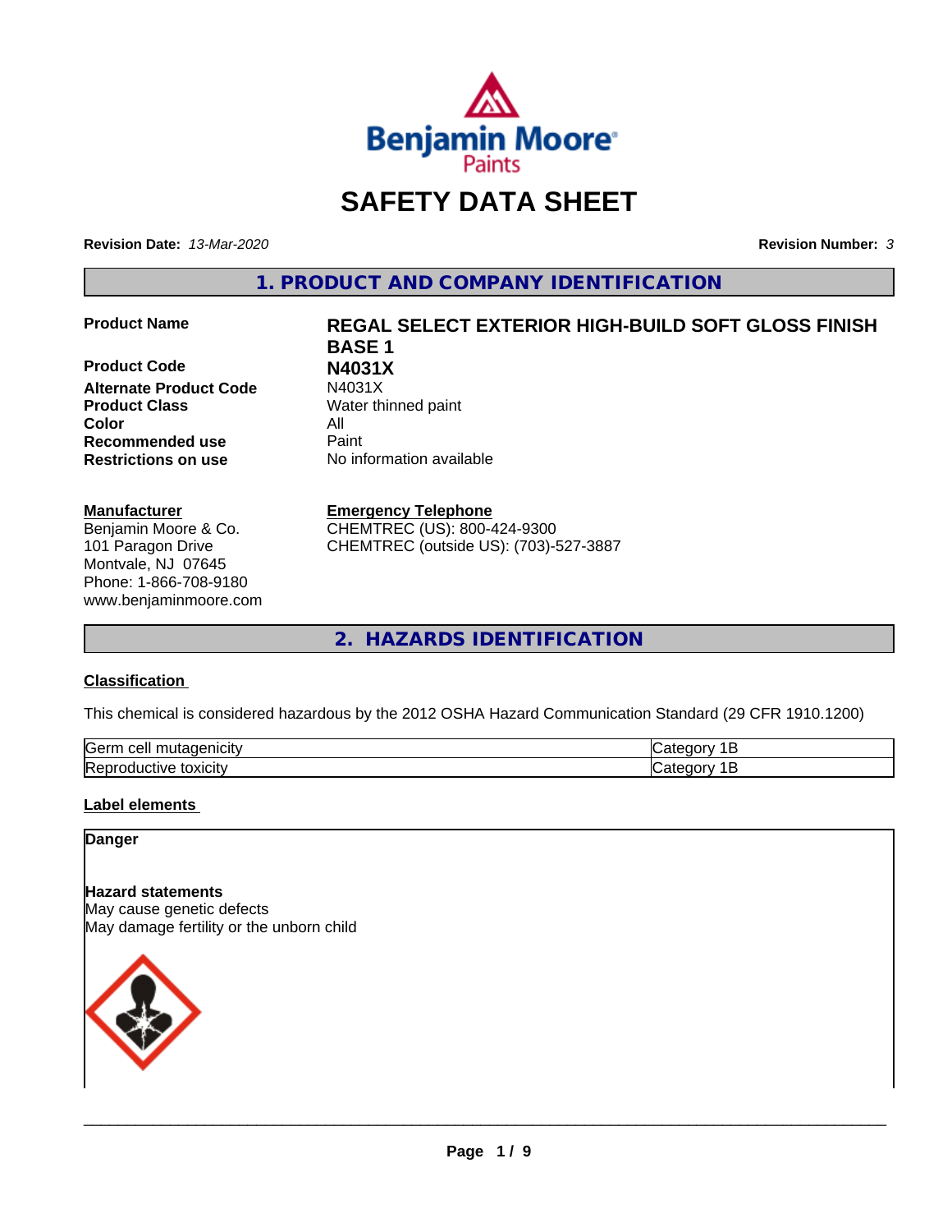# SAFETY DATA SHEET

**Revision Date:** *13-Mar-2020* **Revision Number:** *3*

## 1. PRODUCT AND COMPANY IDENTIFICATION

| | |
|---|---|
| **Product Name** | **REGAL SELECT EXTERIOR HIGH-BUILD SOFT GLOSS FINISH BASE 1** |
| **Product Code** | **N4031X** |
| **Alternate Product Code** | N4031X |
| **Product Class** | Water thinned paint |
| **Color** | All |
| **Recommended use** | Paint |
| **Restrictions on use** | No information available |

**Manufacturer**
Benjamin Moore & Co.
101 Paragon Drive
Montvale, NJ 07645
Phone: 1-866-708-9180
www.benjaminmoore.com

**Emergency Telephone**
CHEMTREC (US): 800-424-9300
CHEMTREC (outside US): (703)-527-3887

## 2. HAZARDS IDENTIFICATION

**Classification**

This chemical is considered hazardous by the 2012 OSHA Hazard Communication Standard (29 CFR 1910.1200)

| | |
|---|---|
| Germ cell mutagenicity | Category 1B |
| Reproductive toxicity | Category 1B |

**Label elements**

**Danger**

**Hazard statements**
May cause genetic defects
May damage fertility or the unborn child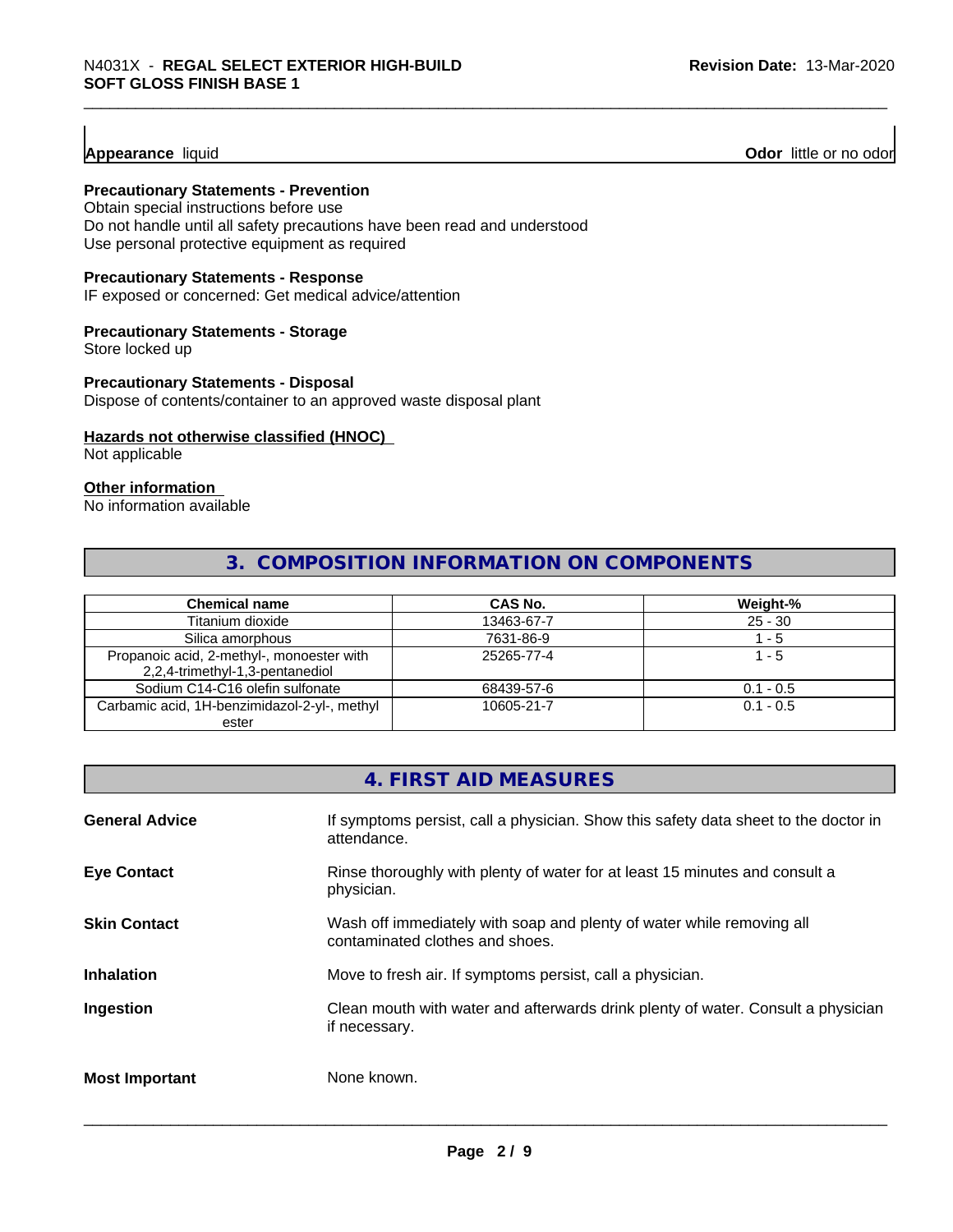**Appearance** liquid **Odor** little or no odor

**Precautionary Statements - Prevention**
Obtain special instructions before use
Do not handle until all safety precautions have been read and understood
Use personal protective equipment as required

**Precautionary Statements - Response**
IF exposed or concerned: Get medical advice/attention

**Precautionary Statements - Storage**
Store locked up

**Precautionary Statements - Disposal**
Dispose of contents/container to an approved waste disposal plant

**Hazards not otherwise classified (HNOC)**
Not applicable

**Other information**
No information available

## 3. COMPOSITION INFORMATION ON COMPONENTS

| Chemical name | CAS No. | Weight-% |
|---|---|---|
| Titanium dioxide | 13463-67-7 | 25 - 30 |
| Silica amorphous | 7631-86-9 | 1 - 5 |
| Propanoic acid, 2-methyl-, monoester with 2,2,4-trimethyl-1,3-pentanediol | 25265-77-4 | 1 - 5 |
| Sodium C14-C16 olefin sulfonate | 68439-57-6 | 0.1 - 0.5 |
| Carbamic acid, 1H-benzimidazol-2-yl-, methyl ester | 10605-21-7 | 0.1 - 0.5 |

## 4. FIRST AID MEASURES

**General Advice** If symptoms persist, call a physician. Show this safety data sheet to the doctor in attendance.

**Eye Contact** Rinse thoroughly with plenty of water for at least 15 minutes and consult a physician.

**Skin Contact** Wash off immediately with soap and plenty of water while removing all contaminated clothes and shoes.

**Inhalation** Move to fresh air. If symptoms persist, call a physician.

**Ingestion** Clean mouth with water and afterwards drink plenty of water. Consult a physician if necessary.

**Most Important** None known.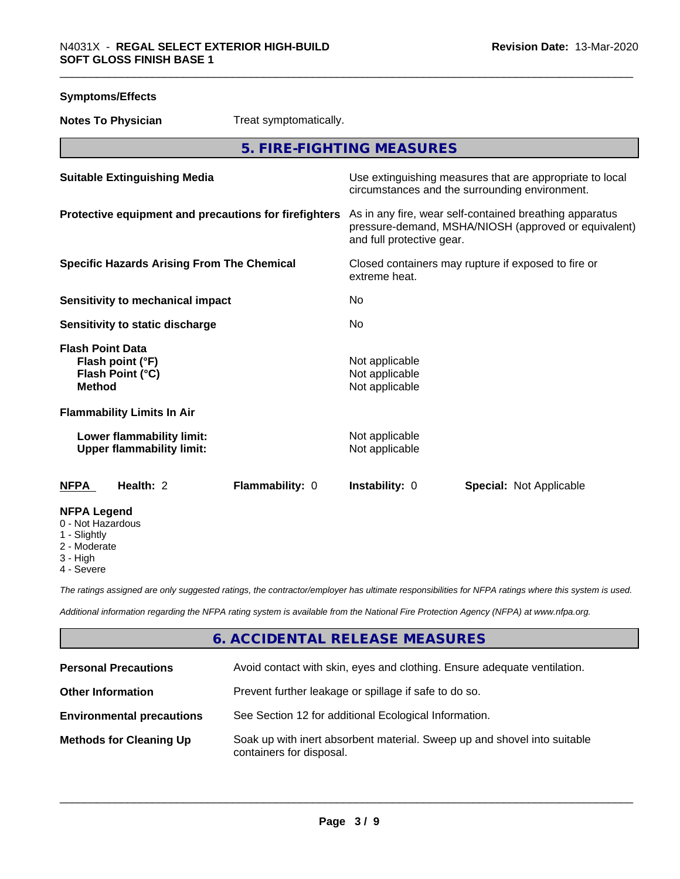**Symptoms/Effects**

**Notes To Physician** Treat symptomatically.

## 5. FIRE-FIGHTING MEASURES

**Suitable Extinguishing Media** Use extinguishing measures that are appropriate to local circumstances and the surrounding environment.

**Protective equipment and precautions for firefighters** As in any fire, wear self-contained breathing apparatus pressure-demand, MSHA/NIOSH (approved or equivalent) and full protective gear.

**Specific Hazards Arising From The Chemical** Closed containers may rupture if exposed to fire or extreme heat.

**Sensitivity to mechanical impact** No

**Sensitivity to static discharge** No

**Flash Point Data**
**Flash point (°F)** Not applicable
**Flash Point (°C)** Not applicable
**Method** Not applicable

**Flammability Limits In Air**

**Lower flammability limit:** Not applicable
**Upper flammability limit:** Not applicable

| NFPA | Health: 2 | Flammability: 0 | Instability: 0 | Special: Not Applicable |
|---|---|---|---|---|

**NFPA Legend**
- 0 - Not Hazardous
- 1 - Slightly
- 2 - Moderate
- 3 - High
- 4 - Severe

*The ratings assigned are only suggested ratings, the contractor/employer has ultimate responsibilities for NFPA ratings where this system is used.*

*Additional information regarding the NFPA rating system is available from the National Fire Protection Agency (NFPA) at www.nfpa.org.*

## 6. ACCIDENTAL RELEASE MEASURES

**Personal Precautions** Avoid contact with skin, eyes and clothing. Ensure adequate ventilation.

**Other Information** Prevent further leakage or spillage if safe to do so.

**Environmental precautions** See Section 12 for additional Ecological Information.

**Methods for Cleaning Up** Soak up with inert absorbent material. Sweep up and shovel into suitable containers for disposal.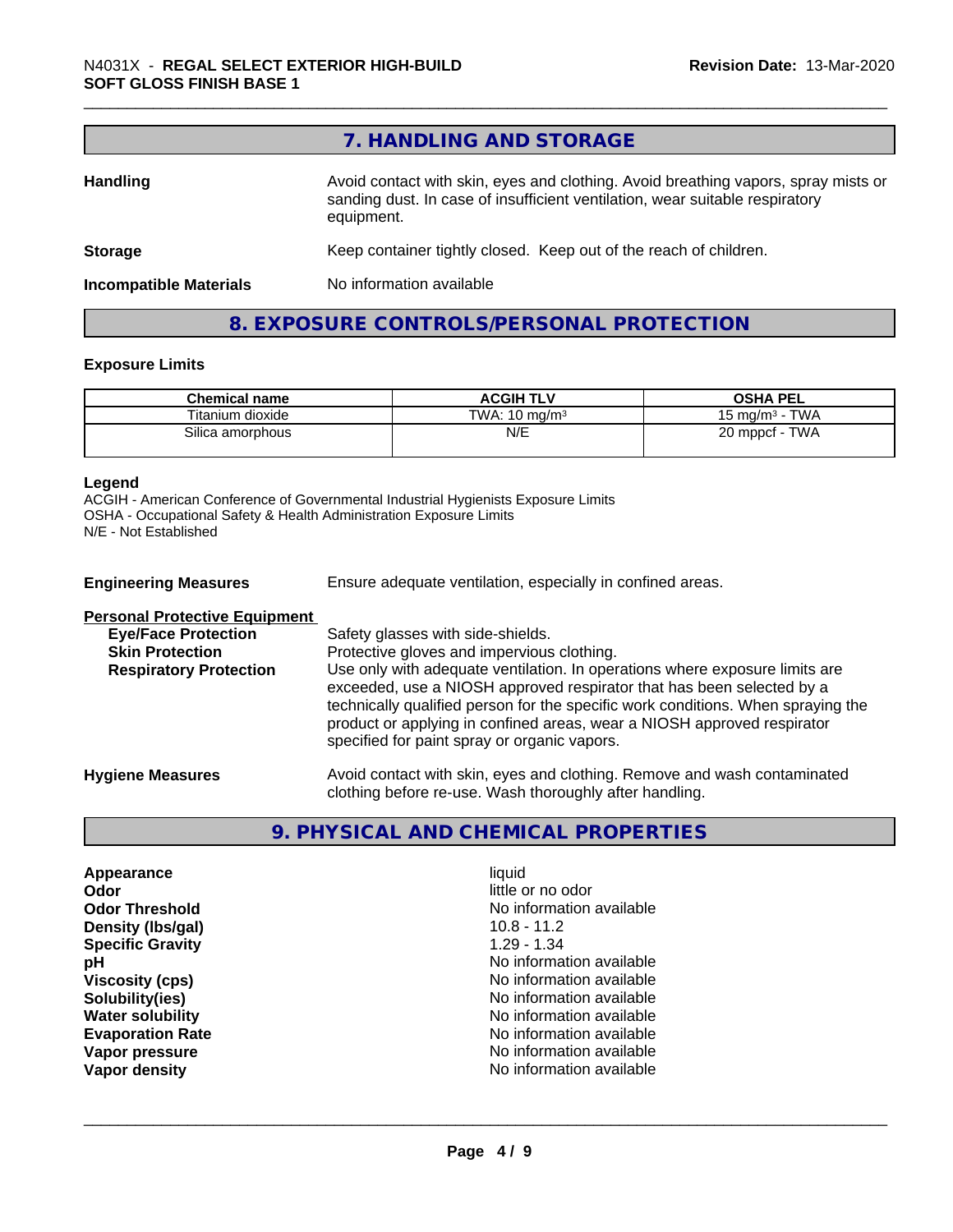## 7. HANDLING AND STORAGE

**Handling** Avoid contact with skin, eyes and clothing. Avoid breathing vapors, spray mists or sanding dust. In case of insufficient ventilation, wear suitable respiratory equipment.

**Storage** Keep container tightly closed. Keep out of the reach of children.

**Incompatible Materials** No information available

## 8. EXPOSURE CONTROLS/PERSONAL PROTECTION

### Exposure Limits

| Chemical name | ACGIH TLV | OSHA PEL |
|---|---|---|
| Titanium dioxide | TWA: 10 mg/m³ | 15 mg/m³ - TWA |
| Silica amorphous | N/E | 20 mppcf - TWA |

**Legend**
ACGIH - American Conference of Governmental Industrial Hygienists Exposure Limits
OSHA - Occupational Safety & Health Administration Exposure Limits
N/E - Not Established

**Engineering Measures** Ensure adequate ventilation, especially in confined areas.

**Personal Protective Equipment**

- **Eye/Face Protection** Safety glasses with side-shields.
- **Skin Protection** Protective gloves and impervious clothing.
- **Respiratory Protection** Use only with adequate ventilation. In operations where exposure limits are exceeded, use a NIOSH approved respirator that has been selected by a technically qualified person for the specific work conditions. When spraying the product or applying in confined areas, wear a NIOSH approved respirator specified for paint spray or organic vapors.

**Hygiene Measures** Avoid contact with skin, eyes and clothing. Remove and wash contaminated clothing before re-use. Wash thoroughly after handling.

## 9. PHYSICAL AND CHEMICAL PROPERTIES

| | |
|---|---|
| **Appearance** | liquid |
| **Odor** | little or no odor |
| **Odor Threshold** | No information available |
| **Density (lbs/gal)** | 10.8 - 11.2 |
| **Specific Gravity** | 1.29 - 1.34 |
| **pH** | No information available |
| **Viscosity (cps)** | No information available |
| **Solubility(ies)** | No information available |
| **Water solubility** | No information available |
| **Evaporation Rate** | No information available |
| **Vapor pressure** | No information available |
| **Vapor density** | No information available |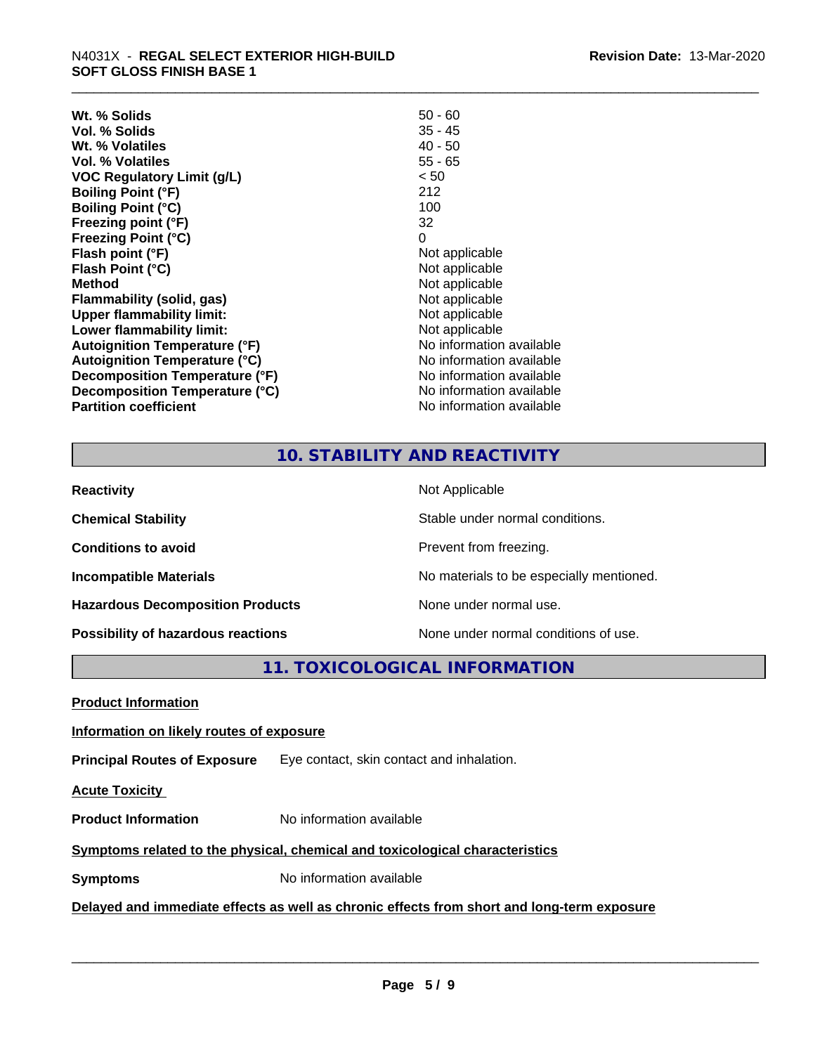| | |
|---|---|
| **Wt. % Solids** | 50 - 60 |
| **Vol. % Solids** | 35 - 45 |
| **Wt. % Volatiles** | 40 - 50 |
| **Vol. % Volatiles** | 55 - 65 |
| **VOC Regulatory Limit (g/L)** | < 50 |
| **Boiling Point (°F)** | 212 |
| **Boiling Point (°C)** | 100 |
| **Freezing point (°F)** | 32 |
| **Freezing Point (°C)** | 0 |
| **Flash point (°F)** | Not applicable |
| **Flash Point (°C)** | Not applicable |
| **Method** | Not applicable |
| **Flammability (solid, gas)** | Not applicable |
| **Upper flammability limit:** | Not applicable |
| **Lower flammability limit:** | Not applicable |
| **Autoignition Temperature (°F)** | No information available |
| **Autoignition Temperature (°C)** | No information available |
| **Decomposition Temperature (°F)** | No information available |
| **Decomposition Temperature (°C)** | No information available |
| **Partition coefficient** | No information available |

## 10. STABILITY AND REACTIVITY

| | |
|---|---|
| **Reactivity** | Not Applicable |
| **Chemical Stability** | Stable under normal conditions. |
| **Conditions to avoid** | Prevent from freezing. |
| **Incompatible Materials** | No materials to be especially mentioned. |
| **Hazardous Decomposition Products** | None under normal use. |
| **Possibility of hazardous reactions** | None under normal conditions of use. |

## 11. TOXICOLOGICAL INFORMATION

**Product Information**

**Information on likely routes of exposure**

**Principal Routes of Exposure** Eye contact, skin contact and inhalation.

**Acute Toxicity**

**Product Information** No information available

**Symptoms related to the physical, chemical and toxicological characteristics**

**Symptoms** No information available

**Delayed and immediate effects as well as chronic effects from short and long-term exposure**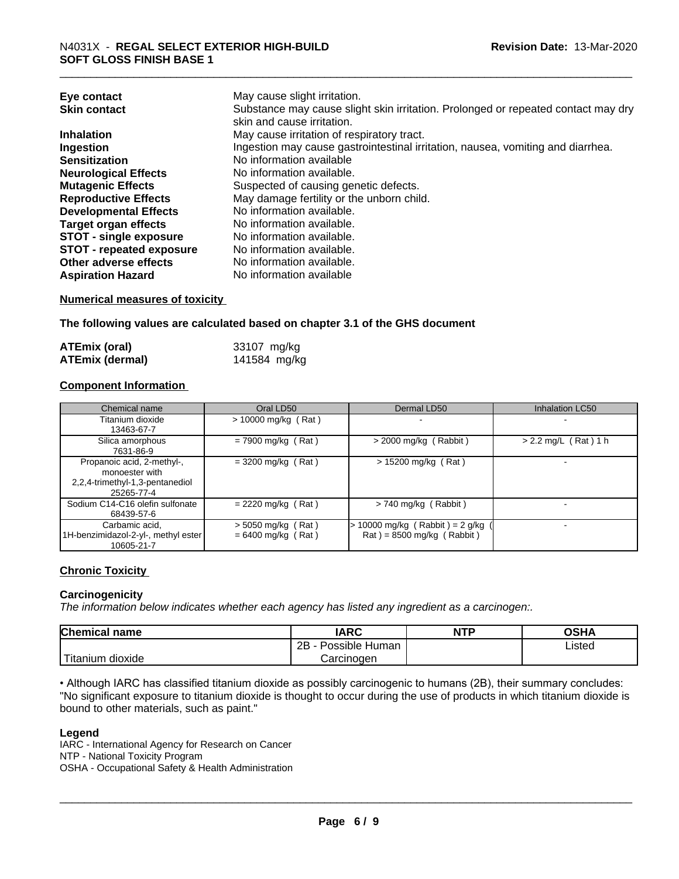| | |
|---|---|
| **Eye contact** | May cause slight irritation. |
| **Skin contact** | Substance may cause slight skin irritation. Prolonged or repeated contact may dry skin and cause irritation. |
| **Inhalation** | May cause irritation of respiratory tract. |
| **Ingestion** | Ingestion may cause gastrointestinal irritation, nausea, vomiting and diarrhea. |
| **Sensitization** | No information available |
| **Neurological Effects** | No information available. |
| **Mutagenic Effects** | Suspected of causing genetic defects. |
| **Reproductive Effects** | May damage fertility or the unborn child. |
| **Developmental Effects** | No information available. |
| **Target organ effects** | No information available. |
| **STOT - single exposure** | No information available. |
| **STOT - repeated exposure** | No information available. |
| **Other adverse effects** | No information available. |
| **Aspiration Hazard** | No information available |

**Numerical measures of toxicity**

**The following values are calculated based on chapter 3.1 of the GHS document**

| | |
|---|---|
| **ATEmix (oral)** | 33107 mg/kg |
| **ATEmix (dermal)** | 141584 mg/kg |

**Component Information**

| Chemical name | Oral LD50 | Dermal LD50 | Inhalation LC50 |
|---|---|---|---|
| Titanium dioxide<br>13463-67-7 | > 10000 mg/kg ( Rat ) | - | - |
| Silica amorphous<br>7631-86-9 | = 7900 mg/kg ( Rat ) | > 2000 mg/kg ( Rabbit ) | > 2.2 mg/L ( Rat ) 1 h |
| Propanoic acid, 2-methyl-, monoester with 2,2,4-trimethyl-1,3-pentanediol<br>25265-77-4 | = 3200 mg/kg ( Rat ) | > 15200 mg/kg ( Rat ) | - |
| Sodium C14-C16 olefin sulfonate<br>68439-57-6 | = 2220 mg/kg ( Rat ) | > 740 mg/kg ( Rabbit ) | - |
| Carbamic acid, 1H-benzimidazol-2-yl-, methyl ester<br>10605-21-7 | > 5050 mg/kg ( Rat )<br>= 6400 mg/kg ( Rat ) | > 10000 mg/kg ( Rabbit ) = 2 g/kg ( Rat ) = 8500 mg/kg ( Rabbit ) | - |

**Chronic Toxicity**

**Carcinogenicity**

*The information below indicates whether each agency has listed any ingredient as a carcinogen:.*

| Chemical name | IARC | NTP | OSHA |
|---|---|---|---|
| Titanium dioxide | 2B - Possible Human Carcinogen | | Listed |

• Although IARC has classified titanium dioxide as possibly carcinogenic to humans (2B), their summary concludes: "No significant exposure to titanium dioxide is thought to occur during the use of products in which titanium dioxide is bound to other materials, such as paint."

**Legend**

IARC - International Agency for Research on Cancer
NTP - National Toxicity Program
OSHA - Occupational Safety & Health Administration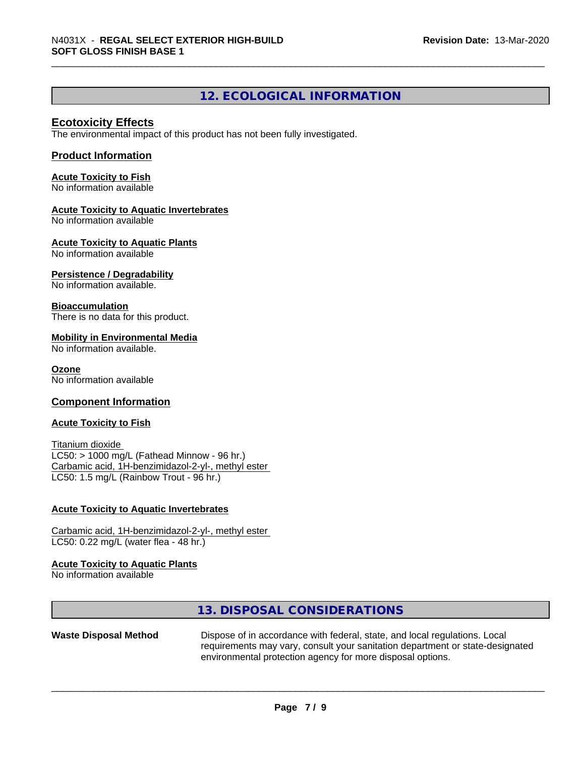## 12. ECOLOGICAL INFORMATION

### Ecotoxicity Effects

The environmental impact of this product has not been fully investigated.

### Product Information

**Acute Toxicity to Fish**
No information available

**Acute Toxicity to Aquatic Invertebrates**
No information available

**Acute Toxicity to Aquatic Plants**
No information available

**Persistence / Degradability**
No information available.

**Bioaccumulation**
There is no data for this product.

**Mobility in Environmental Media**
No information available.

**Ozone**
No information available

### Component Information

**Acute Toxicity to Fish**

Titanium dioxide
LC50: > 1000 mg/L (Fathead Minnow - 96 hr.)
Carbamic acid, 1H-benzimidazol-2-yl-, methyl ester
LC50: 1.5 mg/L (Rainbow Trout - 96 hr.)

**Acute Toxicity to Aquatic Invertebrates**

Carbamic acid, 1H-benzimidazol-2-yl-, methyl ester
LC50: 0.22 mg/L (water flea - 48 hr.)

**Acute Toxicity to Aquatic Plants**
No information available

## 13. DISPOSAL CONSIDERATIONS

**Waste Disposal Method** Dispose of in accordance with federal, state, and local regulations. Local requirements may vary, consult your sanitation department or state-designated environmental protection agency for more disposal options.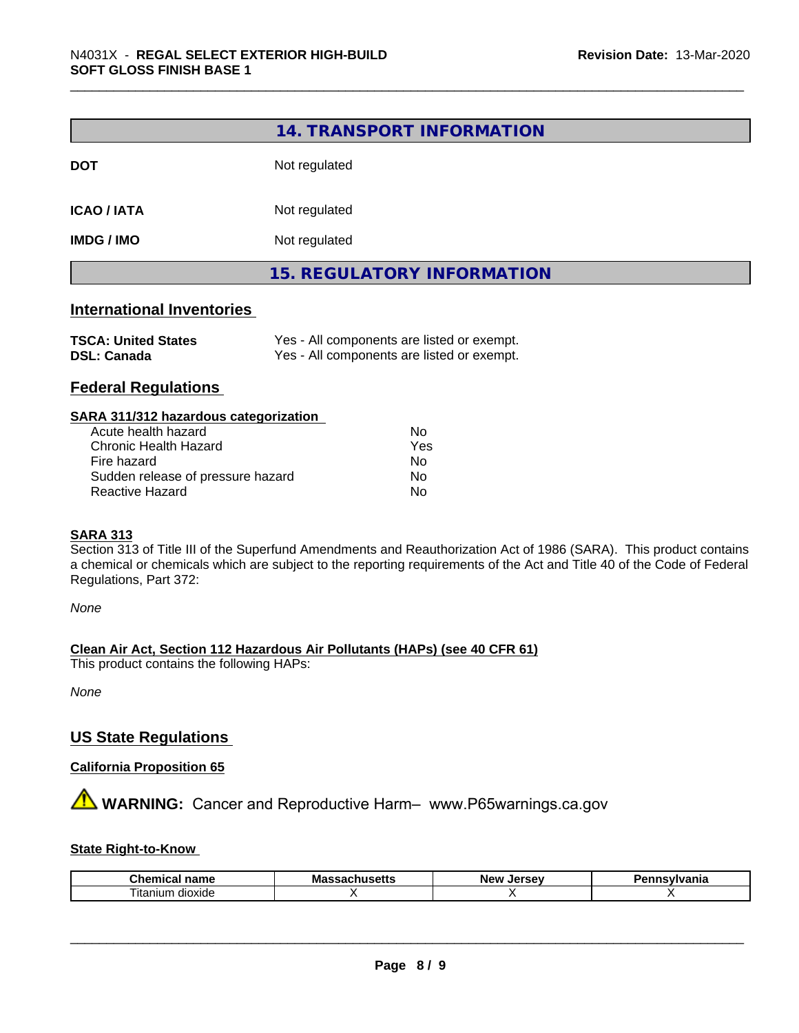## 14. TRANSPORT INFORMATION

| | |
|---|---|
| **DOT** | Not regulated |
| **ICAO / IATA** | Not regulated |
| **IMDG / IMO** | Not regulated |

## 15. REGULATORY INFORMATION

### International Inventories

| | |
|---|---|
| **TSCA: United States** | Yes - All components are listed or exempt. |
| **DSL: Canada** | Yes - All components are listed or exempt. |

### Federal Regulations

**SARA 311/312 hazardous categorization**

| | |
|---|---|
| Acute health hazard | No |
| Chronic Health Hazard | Yes |
| Fire hazard | No |
| Sudden release of pressure hazard | No |
| Reactive Hazard | No |

**SARA 313**

Section 313 of Title III of the Superfund Amendments and Reauthorization Act of 1986 (SARA). This product contains a chemical or chemicals which are subject to the reporting requirements of the Act and Title 40 of the Code of Federal Regulations, Part 372:

*None*

**Clean Air Act, Section 112 Hazardous Air Pollutants (HAPs) (see 40 CFR 61)**

This product contains the following HAPs:

*None*

### US State Regulations

**California Proposition 65**

⚠ **WARNING:** Cancer and Reproductive Harm– www.P65warnings.ca.gov

**State Right-to-Know**

| Chemical name | Massachusetts | New Jersey | Pennsylvania |
|---|---|---|---|
| Titanium dioxide | X | X | X |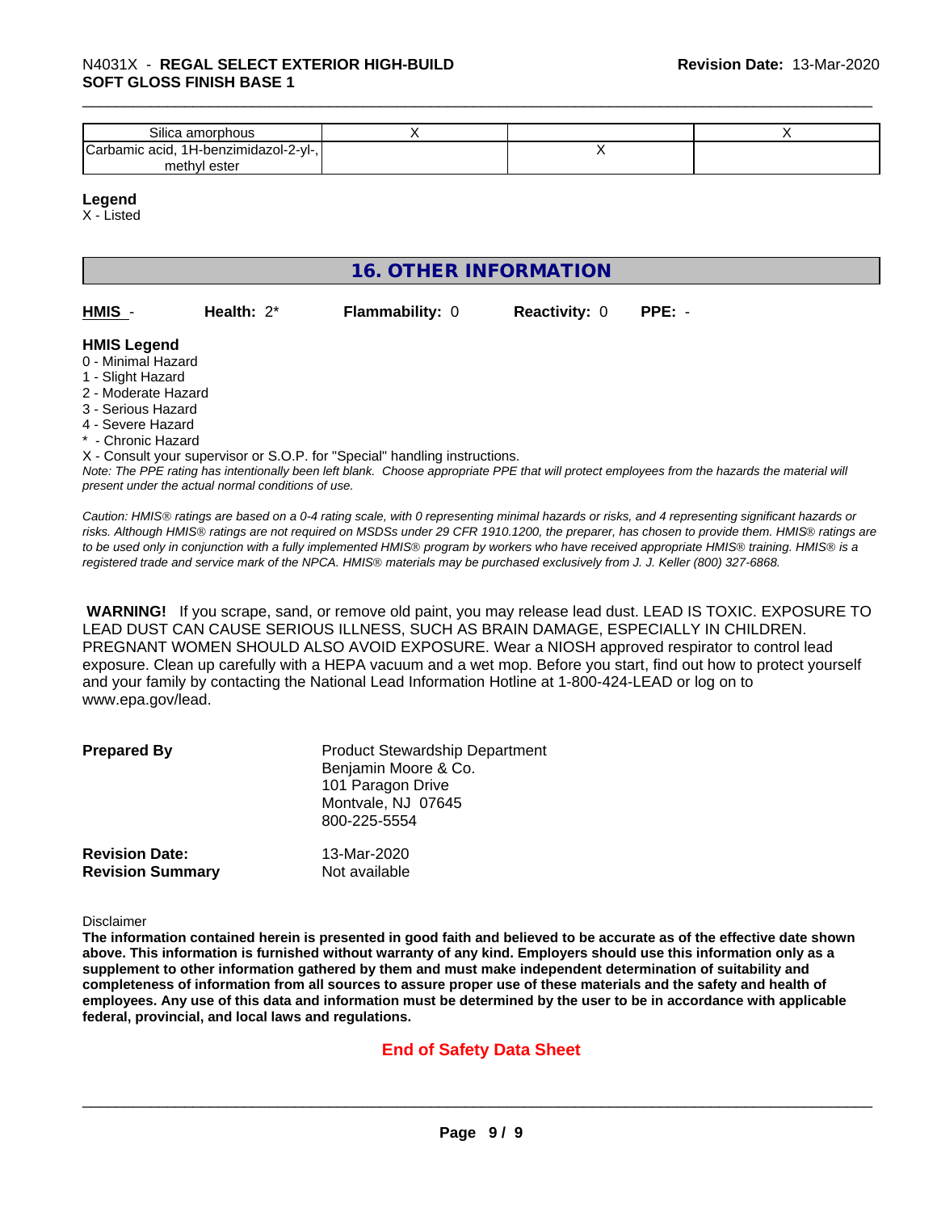| | | | |
|---|---|---|---|
| Silica amorphous | X | | X |
| Carbamic acid, 1H-benzimidazol-2-yl-, methyl ester | | X | |

**Legend**
X - Listed

## 16. OTHER INFORMATION

**HMIS** - **Health:** 2* **Flammability:** 0 **Reactivity:** 0 **PPE:** -

**HMIS Legend**
0 - Minimal Hazard
1 - Slight Hazard
2 - Moderate Hazard
3 - Serious Hazard
4 - Severe Hazard
* - Chronic Hazard
X - Consult your supervisor or S.O.P. for "Special" handling instructions.
*Note: The PPE rating has intentionally been left blank. Choose appropriate PPE that will protect employees from the hazards the material will present under the actual normal conditions of use.*

*Caution: HMIS® ratings are based on a 0-4 rating scale, with 0 representing minimal hazards or risks, and 4 representing significant hazards or risks. Although HMIS® ratings are not required on MSDSs under 29 CFR 1910.1200, the preparer, has chosen to provide them. HMIS® ratings are to be used only in conjunction with a fully implemented HMIS® program by workers who have received appropriate HMIS® training. HMIS® is a registered trade and service mark of the NPCA. HMIS® materials may be purchased exclusively from J. J. Keller (800) 327-6868.*

**WARNING!** If you scrape, sand, or remove old paint, you may release lead dust. LEAD IS TOXIC. EXPOSURE TO LEAD DUST CAN CAUSE SERIOUS ILLNESS, SUCH AS BRAIN DAMAGE, ESPECIALLY IN CHILDREN. PREGNANT WOMEN SHOULD ALSO AVOID EXPOSURE. Wear a NIOSH approved respirator to control lead exposure. Clean up carefully with a HEPA vacuum and a wet mop. Before you start, find out how to protect yourself and your family by contacting the National Lead Information Hotline at 1-800-424-LEAD or log on to www.epa.gov/lead.

**Prepared By**
Product Stewardship Department
Benjamin Moore & Co.
101 Paragon Drive
Montvale, NJ 07645
800-225-5554

**Revision Date:** 13-Mar-2020
**Revision Summary** Not available

Disclaimer
**The information contained herein is presented in good faith and believed to be accurate as of the effective date shown above. This information is furnished without warranty of any kind. Employers should use this information only as a supplement to other information gathered by them and must make independent determination of suitability and completeness of information from all sources to assure proper use of these materials and the safety and health of employees. Any use of this data and information must be determined by the user to be in accordance with applicable federal, provincial, and local laws and regulations.**

**End of Safety Data Sheet**